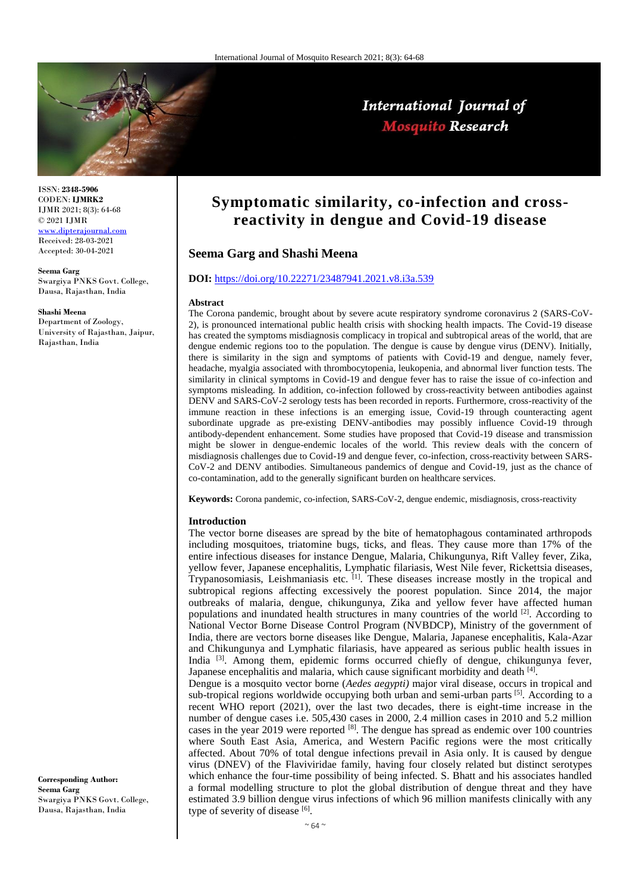# Symptomatic similarity, co-infection and cross-reactivity in dengue and Covid-19 disease

**Seema Garg and Shashi Meena**

ISSN: **2348-5906**
CODEN: **IJMRK2**
IJMR 2021; 8(3): 64-68
© 2021 IJMR
www.dipterajournal.com
Received: 28-03-2021
Accepted: 30-04-2021

**Seema Garg**
Swargiya PNKS Govt. College, Dausa, Rajasthan, India

**Shashi Meena**
Department of Zoology, University of Rajasthan, Jaipur, Rajasthan, India

**Corresponding Author:**
**Seema Garg**
Swargiya PNKS Govt. College, Dausa, Rajasthan, India

**DOI:** https://doi.org/10.22271/23487941.2021.v8.i3a.539

## Abstract

The Corona pandemic, brought about by severe acute respiratory syndrome coronavirus 2 (SARS-CoV-2), is pronounced international public health crisis with shocking health impacts. The Covid-19 disease has created the symptoms misdiagnosis complicacy in tropical and subtropical areas of the world, that are dengue endemic regions too to the population. The dengue is cause by dengue virus (DENV). Initially, there is similarity in the sign and symptoms of patients with Covid-19 and dengue, namely fever, headache, myalgia associated with thrombocytopenia, leukopenia, and abnormal liver function tests. The similarity in clinical symptoms in Covid-19 and dengue fever has to raise the issue of co-infection and symptoms misleading. In addition, co-infection followed by cross-reactivity between antibodies against DENV and SARS-CoV-2 serology tests has been recorded in reports. Furthermore, cross-reactivity of the immune reaction in these infections is an emerging issue, Covid-19 through counteracting agent subordinate upgrade as pre-existing DENV-antibodies may possibly influence Covid-19 through antibody-dependent enhancement. Some studies have proposed that Covid-19 disease and transmission might be slower in dengue-endemic locales of the world. This review deals with the concern of misdiagnosis challenges due to Covid-19 and dengue fever, co-infection, cross-reactivity between SARS-CoV-2 and DENV antibodies. Simultaneous pandemics of dengue and Covid-19, just as the chance of co-contamination, add to the generally significant burden on healthcare services.

**Keywords:** Corona pandemic, co-infection, SARS-CoV-2, dengue endemic, misdiagnosis, cross-reactivity

## Introduction

The vector borne diseases are spread by the bite of hematophagous contaminated arthropods including mosquitoes, triatomine bugs, ticks, and fleas. They cause more than 17% of the entire infectious diseases for instance Dengue, Malaria, Chikungunya, Rift Valley fever, Zika, yellow fever, Japanese encephalitis, Lymphatic filariasis, West Nile fever, Rickettsia diseases, Trypanosomiasis, Leishmaniasis etc. [1]. These diseases increase mostly in the tropical and subtropical regions affecting excessively the poorest population. Since 2014, the major outbreaks of malaria, dengue, chikungunya, Zika and yellow fever have affected human populations and inundated health structures in many countries of the world [2]. According to National Vector Borne Disease Control Program (NVBDCP), Ministry of the government of India, there are vectors borne diseases like Dengue, Malaria, Japanese encephalitis, Kala-Azar and Chikungunya and Lymphatic filariasis, have appeared as serious public health issues in India [3]. Among them, epidemic forms occurred chiefly of dengue, chikungunya fever, Japanese encephalitis and malaria, which cause significant morbidity and death [4].

Dengue is a mosquito vector borne (*Aedes aegypti)* major viral disease, occurs in tropical and sub-tropical regions worldwide occupying both urban and semi-urban parts [5]. According to a recent WHO report (2021), over the last two decades, there is eight-time increase in the number of dengue cases i.e. 505,430 cases in 2000, 2.4 million cases in 2010 and 5.2 million cases in the year 2019 were reported [8]. The dengue has spread as endemic over 100 countries where South East Asia, America, and Western Pacific regions were the most critically affected. About 70% of total dengue infections prevail in Asia only. It is caused by dengue virus (DNEV) of the Flaviviridae family, having four closely related but distinct serotypes which enhance the four-time possibility of being infected. S. Bhatt and his associates handled a formal modelling structure to plot the global distribution of dengue threat and they have estimated 3.9 billion dengue virus infections of which 96 million manifests clinically with any type of severity of disease [6].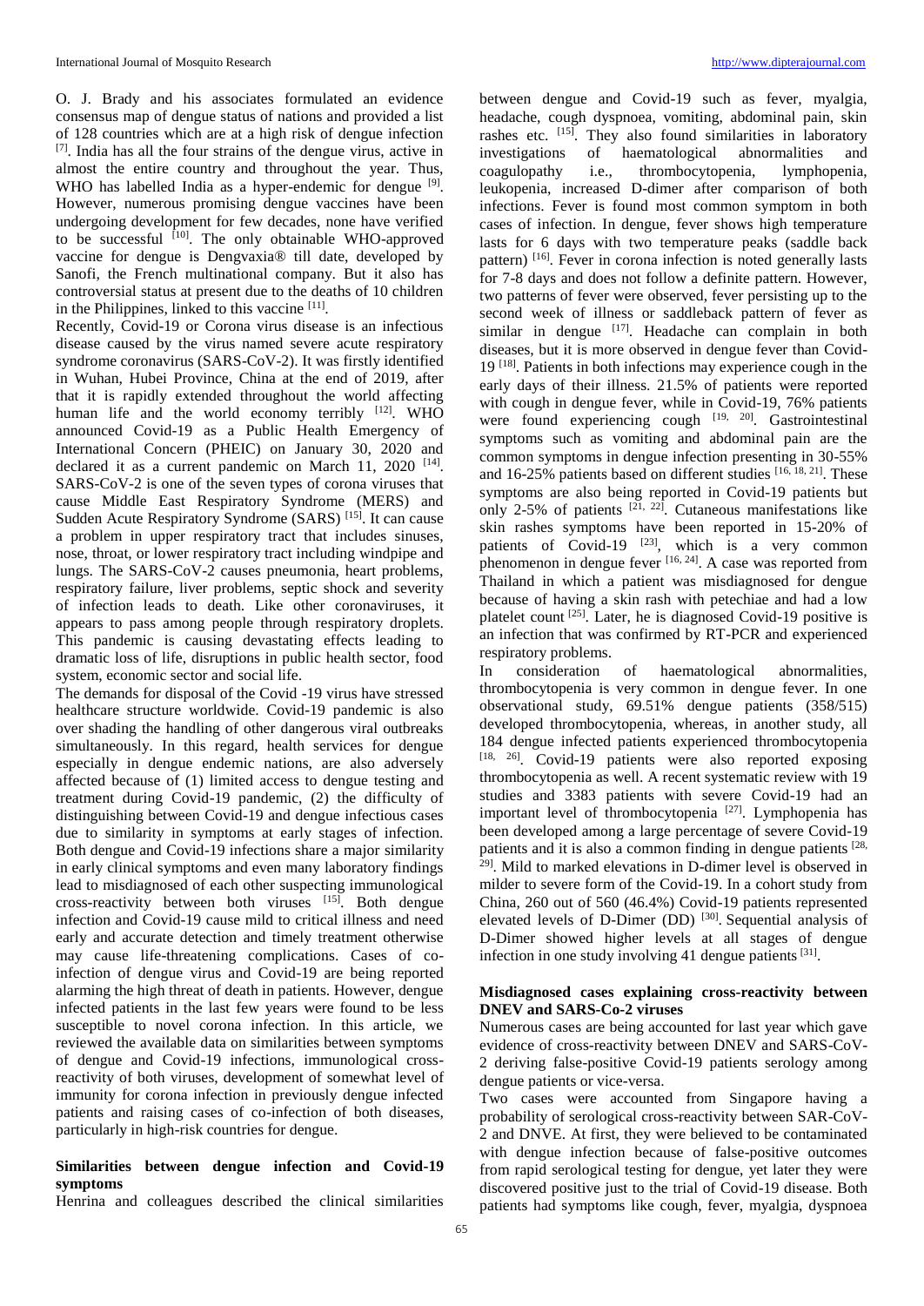O. J. Brady and his associates formulated an evidence consensus map of dengue status of nations and provided a list of 128 countries which are at a high risk of dengue infection [7]. India has all the four strains of the dengue virus, active in almost the entire country and throughout the year. Thus, WHO has labelled India as a hyper-endemic for dengue [9]. However, numerous promising dengue vaccines have been undergoing development for few decades, none have verified to be successful [10]. The only obtainable WHO-approved vaccine for dengue is Dengvaxia® till date, developed by Sanofi, the French multinational company. But it also has controversial status at present due to the deaths of 10 children in the Philippines, linked to this vaccine [11].

Recently, Covid-19 or Corona virus disease is an infectious disease caused by the virus named severe acute respiratory syndrome coronavirus (SARS-CoV-2). It was firstly identified in Wuhan, Hubei Province, China at the end of 2019, after that it is rapidly extended throughout the world affecting human life and the world economy terribly [12]. WHO announced Covid-19 as a Public Health Emergency of International Concern (PHEIC) on January 30, 2020 and declared it as a current pandemic on March 11, 2020 [14]. SARS-CoV-2 is one of the seven types of corona viruses that cause Middle East Respiratory Syndrome (MERS) and Sudden Acute Respiratory Syndrome (SARS) [15]. It can cause a problem in upper respiratory tract that includes sinuses, nose, throat, or lower respiratory tract including windpipe and lungs. The SARS-CoV-2 causes pneumonia, heart problems, respiratory failure, liver problems, septic shock and severity of infection leads to death. Like other coronaviruses, it appears to pass among people through respiratory droplets. This pandemic is causing devastating effects leading to dramatic loss of life, disruptions in public health sector, food system, economic sector and social life.

The demands for disposal of the Covid -19 virus have stressed healthcare structure worldwide. Covid-19 pandemic is also over shading the handling of other dangerous viral outbreaks simultaneously. In this regard, health services for dengue especially in dengue endemic nations, are also adversely affected because of (1) limited access to dengue testing and treatment during Covid-19 pandemic, (2) the difficulty of distinguishing between Covid-19 and dengue infectious cases due to similarity in symptoms at early stages of infection. Both dengue and Covid-19 infections share a major similarity in early clinical symptoms and even many laboratory findings lead to misdiagnosed of each other suspecting immunological cross-reactivity between both viruses [15]. Both dengue infection and Covid-19 cause mild to critical illness and need early and accurate detection and timely treatment otherwise may cause life-threatening complications. Cases of co-infection of dengue virus and Covid-19 are being reported alarming the high threat of death in patients. However, dengue infected patients in the last few years were found to be less susceptible to novel corona infection. In this article, we reviewed the available data on similarities between symptoms of dengue and Covid-19 infections, immunological cross-reactivity of both viruses, development of somewhat level of immunity for corona infection in previously dengue infected patients and raising cases of co-infection of both diseases, particularly in high-risk countries for dengue.

## Similarities between dengue infection and Covid-19 symptoms

Henrina and colleagues described the clinical similarities between dengue and Covid-19 such as fever, myalgia, headache, cough dyspnoea, vomiting, abdominal pain, skin rashes etc. [15]. They also found similarities in laboratory investigations of haematological abnormalities and coagulopathy i.e., thrombocytopenia, lymphopenia, leukopenia, increased D-dimer after comparison of both infections. Fever is found most common symptom in both cases of infection. In dengue, fever shows high temperature lasts for 6 days with two temperature peaks (saddle back pattern) [16]. Fever in corona infection is noted generally lasts for 7-8 days and does not follow a definite pattern. However, two patterns of fever were observed, fever persisting up to the second week of illness or saddleback pattern of fever as similar in dengue [17]. Headache can complain in both diseases, but it is more observed in dengue fever than Covid-19 [18]. Patients in both infections may experience cough in the early days of their illness. 21.5% of patients were reported with cough in dengue fever, while in Covid-19, 76% patients were found experiencing cough [19, 20]. Gastrointestinal symptoms such as vomiting and abdominal pain are the common symptoms in dengue infection presenting in 30-55% and 16-25% patients based on different studies [16, 18, 21]. These symptoms are also being reported in Covid-19 patients but only 2-5% of patients [21, 22]. Cutaneous manifestations like skin rashes symptoms have been reported in 15-20% of patients of Covid-19 [23], which is a very common phenomenon in dengue fever [16, 24]. A case was reported from Thailand in which a patient was misdiagnosed for dengue because of having a skin rash with petechiae and had a low platelet count [25]. Later, he is diagnosed Covid-19 positive is an infection that was confirmed by RT-PCR and experienced respiratory problems.

In consideration of haematological abnormalities, thrombocytopenia is very common in dengue fever. In one observational study, 69.51% dengue patients (358/515) developed thrombocytopenia, whereas, in another study, all 184 dengue infected patients experienced thrombocytopenia [18, 26]. Covid-19 patients were also reported exposing thrombocytopenia as well. A recent systematic review with 19 studies and 3383 patients with severe Covid-19 had an important level of thrombocytopenia [27]. Lymphopenia has been developed among a large percentage of severe Covid-19 patients and it is also a common finding in dengue patients [28, 29]. Mild to marked elevations in D-dimer level is observed in milder to severe form of the Covid-19. In a cohort study from China, 260 out of 560 (46.4%) Covid-19 patients represented elevated levels of D-Dimer (DD) [30]. Sequential analysis of D-Dimer showed higher levels at all stages of dengue infection in one study involving 41 dengue patients [31].

## Misdiagnosed cases explaining cross-reactivity between DNEV and SARS-Co-2 viruses

Numerous cases are being accounted for last year which gave evidence of cross-reactivity between DNEV and SARS-CoV-2 deriving false-positive Covid-19 patients serology among dengue patients or vice-versa.

Two cases were accounted from Singapore having a probability of serological cross-reactivity between SAR-CoV-2 and DNVE. At first, they were believed to be contaminated with dengue infection because of false-positive outcomes from rapid serological testing for dengue, yet later they were discovered positive just to the trial of Covid-19 disease. Both patients had symptoms like cough, fever, myalgia, dyspnoea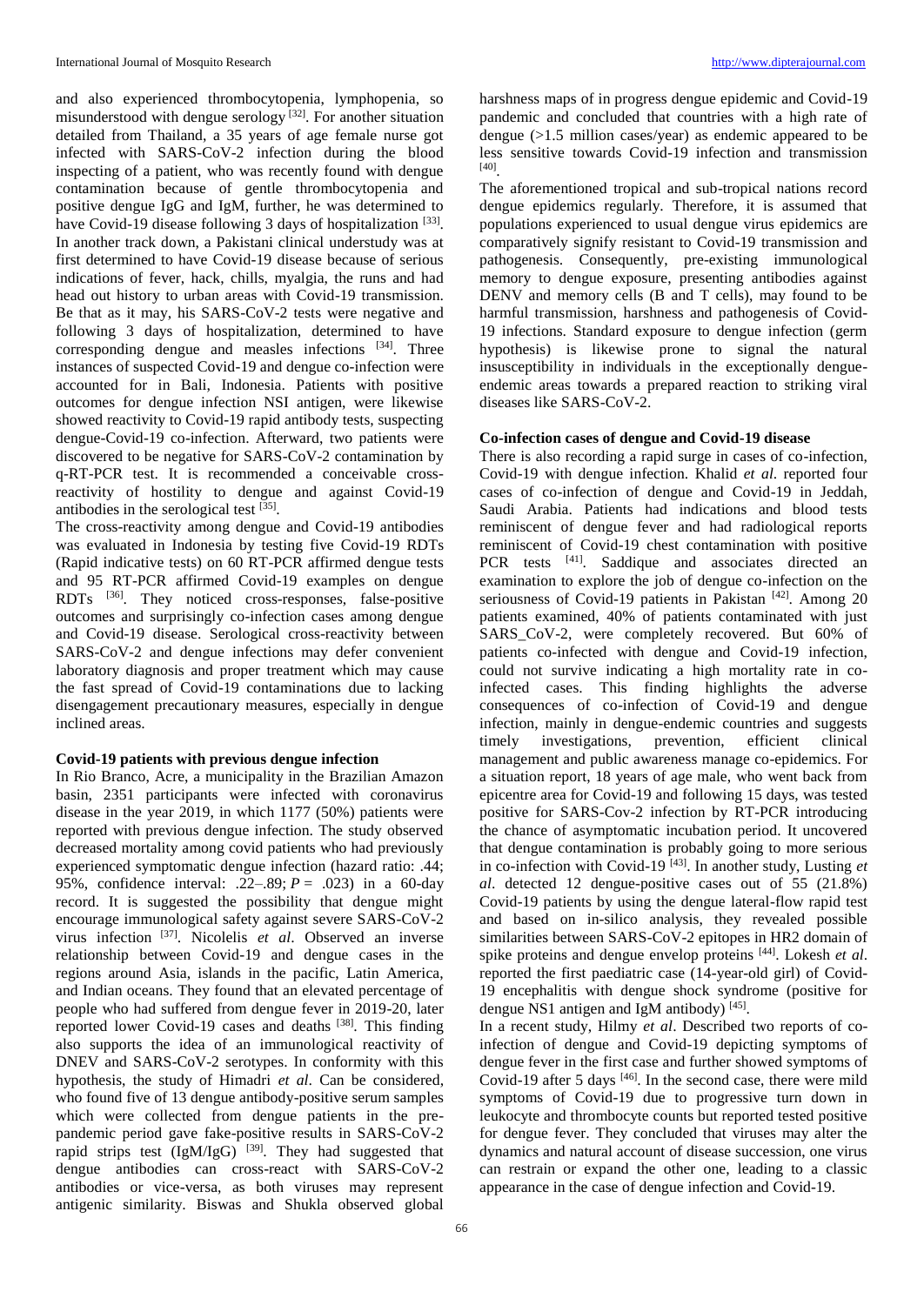and also experienced thrombocytopenia, lymphopenia, so misunderstood with dengue serology [32]. For another situation detailed from Thailand, a 35 years of age female nurse got infected with SARS-CoV-2 infection during the blood inspecting of a patient, who was recently found with dengue contamination because of gentle thrombocytopenia and positive dengue IgG and IgM, further, he was determined to have Covid-19 disease following 3 days of hospitalization [33]. In another track down, a Pakistani clinical understudy was at first determined to have Covid-19 disease because of serious indications of fever, hack, chills, myalgia, the runs and had head out history to urban areas with Covid-19 transmission. Be that as it may, his SARS-CoV-2 tests were negative and following 3 days of hospitalization, determined to have corresponding dengue and measles infections [34]. Three instances of suspected Covid-19 and dengue co-infection were accounted for in Bali, Indonesia. Patients with positive outcomes for dengue infection NSI antigen, were likewise showed reactivity to Covid-19 rapid antibody tests, suspecting dengue-Covid-19 co-infection. Afterward, two patients were discovered to be negative for SARS-CoV-2 contamination by q-RT-PCR test. It is recommended a conceivable cross-reactivity of hostility to dengue and against Covid-19 antibodies in the serological test [35].

The cross-reactivity among dengue and Covid-19 antibodies was evaluated in Indonesia by testing five Covid-19 RDTs (Rapid indicative tests) on 60 RT-PCR affirmed dengue tests and 95 RT-PCR affirmed Covid-19 examples on dengue RDTs [36]. They noticed cross-responses, false-positive outcomes and surprisingly co-infection cases among dengue and Covid-19 disease. Serological cross-reactivity between SARS-CoV-2 and dengue infections may defer convenient laboratory diagnosis and proper treatment which may cause the fast spread of Covid-19 contaminations due to lacking disengagement precautionary measures, especially in dengue inclined areas.

#### Covid-19 patients with previous dengue infection

In Rio Branco, Acre, a municipality in the Brazilian Amazon basin, 2351 participants were infected with coronavirus disease in the year 2019, in which 1177 (50%) patients were reported with previous dengue infection. The study observed decreased mortality among covid patients who had previously experienced symptomatic dengue infection (hazard ratio: .44; 95%, confidence interval: .22–.89; $P$ = .023) in a 60-day record. It is suggested the possibility that dengue might encourage immunological safety against severe SARS-CoV-2 virus infection [37]. Nicolelis *et al*. Observed an inverse relationship between Covid-19 and dengue cases in the regions around Asia, islands in the pacific, Latin America, and Indian oceans. They found that an elevated percentage of people who had suffered from dengue fever in 2019-20, later reported lower Covid-19 cases and deaths [38]. This finding also supports the idea of an immunological reactivity of DNEV and SARS-CoV-2 serotypes. In conformity with this hypothesis, the study of Himadri *et al*. Can be considered, who found five of 13 dengue antibody-positive serum samples which were collected from dengue patients in the pre-pandemic period gave fake-positive results in SARS-CoV-2 rapid strips test (IgM/IgG) [39]. They had suggested that dengue antibodies can cross-react with SARS-CoV-2 antibodies or vice-versa, as both viruses may represent antigenic similarity. Biswas and Shukla observed global harshness maps of in progress dengue epidemic and Covid-19 pandemic and concluded that countries with a high rate of dengue (>1.5 million cases/year) as endemic appeared to be less sensitive towards Covid-19 infection and transmission [40].

The aforementioned tropical and sub-tropical nations record dengue epidemics regularly. Therefore, it is assumed that populations experienced to usual dengue virus epidemics are comparatively signify resistant to Covid-19 transmission and pathogenesis. Consequently, pre-existing immunological memory to dengue exposure, presenting antibodies against DENV and memory cells (B and T cells), may found to be harmful transmission, harshness and pathogenesis of Covid-19 infections. Standard exposure to dengue infection (germ hypothesis) is likewise prone to signal the natural insusceptibility in individuals in the exceptionally dengue-endemic areas towards a prepared reaction to striking viral diseases like SARS-CoV-2.

#### Co-infection cases of dengue and Covid-19 disease

There is also recording a rapid surge in cases of co-infection, Covid-19 with dengue infection. Khalid *et al*. reported four cases of co-infection of dengue and Covid-19 in Jeddah, Saudi Arabia. Patients had indications and blood tests reminiscent of dengue fever and had radiological reports reminiscent of Covid-19 chest contamination with positive PCR tests [41]. Saddique and associates directed an examination to explore the job of dengue co-infection on the seriousness of Covid-19 patients in Pakistan [42]. Among 20 patients examined, 40% of patients contaminated with just SARS_CoV-2, were completely recovered. But 60% of patients co-infected with dengue and Covid-19 infection, could not survive indicating a high mortality rate in co-infected cases. This finding highlights the adverse consequences of co-infection of Covid-19 and dengue infection, mainly in dengue-endemic countries and suggests timely investigations, prevention, efficient clinical management and public awareness manage co-epidemics. For a situation report, 18 years of age male, who went back from epicentre area for Covid-19 and following 15 days, was tested positive for SARS-Cov-2 infection by RT-PCR introducing the chance of asymptomatic incubation period. It uncovered that dengue contamination is probably going to more serious in co-infection with Covid-19 [43]. In another study, Lusting *et al*. detected 12 dengue-positive cases out of 55 (21.8%) Covid-19 patients by using the dengue lateral-flow rapid test and based on in-silico analysis, they revealed possible similarities between SARS-CoV-2 epitopes in HR2 domain of spike proteins and dengue envelop proteins [44]. Lokesh *et al*. reported the first paediatric case (14-year-old girl) of Covid-19 encephalitis with dengue shock syndrome (positive for dengue NS1 antigen and IgM antibody) [45].

In a recent study, Hilmy *et al*. Described two reports of co-infection of dengue and Covid-19 depicting symptoms of dengue fever in the first case and further showed symptoms of Covid-19 after 5 days [46]. In the second case, there were mild symptoms of Covid-19 due to progressive turn down in leukocyte and thrombocyte counts but reported tested positive for dengue fever. They concluded that viruses may alter the dynamics and natural account of disease succession, one virus can restrain or expand the other one, leading to a classic appearance in the case of dengue infection and Covid-19.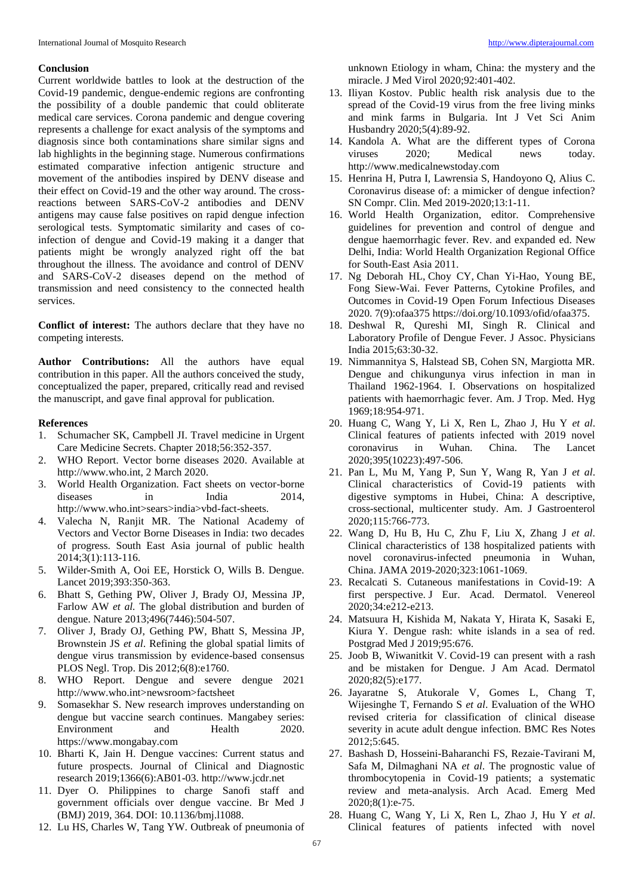## Conclusion

Current worldwide battles to look at the destruction of the Covid-19 pandemic, dengue-endemic regions are confronting the possibility of a double pandemic that could obliterate medical care services. Corona pandemic and dengue covering represents a challenge for exact analysis of the symptoms and diagnosis since both contaminations share similar signs and lab highlights in the beginning stage. Numerous confirmations estimated comparative infection antigenic structure and movement of the antibodies inspired by DENV disease and their effect on Covid-19 and the other way around. The cross-reactions between SARS-CoV-2 antibodies and DENV antigens may cause false positives on rapid dengue infection serological tests. Symptomatic similarity and cases of co-infection of dengue and Covid-19 making it a danger that patients might be wrongly analyzed right off the bat throughout the illness. The avoidance and control of DENV and SARS-CoV-2 diseases depend on the method of transmission and need consistency to the connected health services.

**Conflict of interest:** The authors declare that they have no competing interests.

**Author Contributions:** All the authors have equal contribution in this paper. All the authors conceived the study, conceptualized the paper, prepared, critically read and revised the manuscript, and gave final approval for publication.

## References

1. Schumacher SK, Campbell JI. Travel medicine in Urgent Care Medicine Secrets. Chapter 2018;56:352-357.
2. WHO Report. Vector borne diseases 2020. Available at http://www.who.int, 2 March 2020.
3. World Health Organization. Fact sheets on vector-borne diseases in India 2014, http://www.who.int>sears>india>vbd-fact-sheets.
4. Valecha N, Ranjit MR. The National Academy of Vectors and Vector Borne Diseases in India: two decades of progress. South East Asia journal of public health 2014;3(1):113-116.
5. Wilder-Smith A, Ooi EE, Horstick O, Wills B. Dengue. Lancet 2019;393:350-363.
6. Bhatt S, Gething PW, Oliver J, Brady OJ, Messina JP, Farlow AW *et al.* The global distribution and burden of dengue. Nature 2013;496(7446):504-507.
7. Oliver J, Brady OJ, Gething PW, Bhatt S, Messina JP, Brownstein JS *et al*. Refining the global spatial limits of dengue virus transmission by evidence-based consensus PLOS Negl. Trop. Dis 2012;6(8):e1760.
8. WHO Report. Dengue and severe dengue 2021 http://www.who.int>newsroom>factsheet
9. Somasekhar S. New research improves understanding on dengue but vaccine search continues. Mangabey series: Environment and Health 2020. https://www.mongabay.com
10. Bharti K, Jain H. Dengue vaccines: Current status and future prospects. Journal of Clinical and Diagnostic research 2019;1366(6):AB01-03. http://www.jcdr.net
11. Dyer O. Philippines to charge Sanofi staff and government officials over dengue vaccine. Br Med J (BMJ) 2019, 364. DOI: 10.1136/bmj.l1088.
12. Lu HS, Charles W, Tang YW. Outbreak of pneumonia of unknown Etiology in wham, China: the mystery and the miracle. J Med Virol 2020;92:401-402.
13. Iliyan Kostov. Public health risk analysis due to the spread of the Covid-19 virus from the free living minks and mink farms in Bulgaria. Int J Vet Sci Anim Husbandry 2020;5(4):89-92.
14. Kandola A. What are the different types of Corona viruses 2020; Medical news today. http://www.medicalnewstoday.com
15. Henrina H, Putra I, Lawrensia S, Handoyono Q, Alius C. Coronavirus disease of: a mimicker of dengue infection? SN Compr. Clin. Med 2019-2020;13:1-11.
16. World Health Organization, editor. Comprehensive guidelines for prevention and control of dengue and dengue haemorrhagic fever. Rev. and expanded ed. New Delhi, India: World Health Organization Regional Office for South-East Asia 2011.
17. Ng Deborah HL, Choy CY, Chan Yi-Hao, Young BE, Fong Siew-Wai. Fever Patterns, Cytokine Profiles, and Outcomes in Covid-19 Open Forum Infectious Diseases 2020. 7(9):ofaa375 https://doi.org/10.1093/ofid/ofaa375.
18. Deshwal R, Qureshi MI, Singh R. Clinical and Laboratory Profile of Dengue Fever. J Assoc. Physicians India 2015;63:30-32.
19. Nimmannitya S, Halstead SB, Cohen SN, Margiotta MR. Dengue and chikungunya virus infection in man in Thailand 1962-1964. I. Observations on hospitalized patients with haemorrhagic fever. Am. J Trop. Med. Hyg 1969;18:954-971.
20. Huang C, Wang Y, Li X, Ren L, Zhao J, Hu Y *et al*. Clinical features of patients infected with 2019 novel coronavirus in Wuhan. China. The Lancet 2020;395(10223):497-506.
21. Pan L, Mu M, Yang P, Sun Y, Wang R, Yan J *et al*. Clinical characteristics of Covid-19 patients with digestive symptoms in Hubei, China: A descriptive, cross-sectional, multicenter study. Am. J Gastroenterol 2020;115:766-773.
22. Wang D, Hu B, Hu C, Zhu F, Liu X, Zhang J *et al*. Clinical characteristics of 138 hospitalized patients with novel coronavirus-infected pneumonia in Wuhan, China. JAMA 2019-2020;323:1061-1069.
23. Recalcati S. Cutaneous manifestations in Covid-19: A first perspective. J Eur. Acad. Dermatol. Venereol 2020;34:e212-e213.
24. Matsuura H, Kishida M, Nakata Y, Hirata K, Sasaki E, Kiura Y. Dengue rash: white islands in a sea of red. Postgrad Med J 2019;95:676.
25. Joob B, Wiwanitkit V. Covid-19 can present with a rash and be mistaken for Dengue. J Am Acad. Dermatol 2020;82(5):e177.
26. Jayaratne S, Atukorale V, Gomes L, Chang T, Wijesinghe T, Fernando S *et al*. Evaluation of the WHO revised criteria for classification of clinical disease severity in acute adult dengue infection. BMC Res Notes 2012;5:645.
27. Bashash D, Hosseini-Baharanchi FS, Rezaie-Tavirani M, Safa M, Dilmaghani NA *et al*. The prognostic value of thrombocytopenia in Covid-19 patients; a systematic review and meta-analysis. Arch Acad. Emerg Med 2020;8(1):e-75.
28. Huang C, Wang Y, Li X, Ren L, Zhao J, Hu Y *et al*. Clinical features of patients infected with novel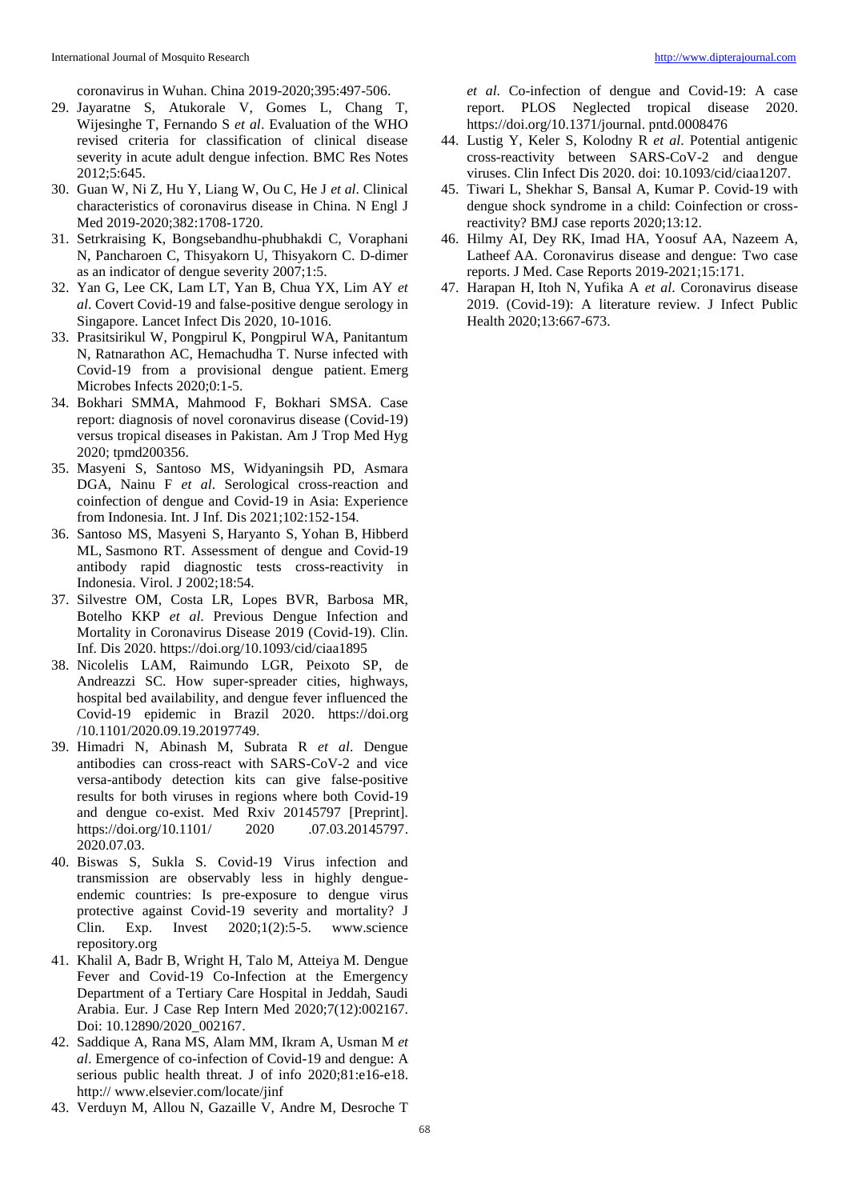coronavirus in Wuhan. China 2019-2020;395:497-506.

29. Jayaratne S, Atukorale V, Gomes L, Chang T, Wijesinghe T, Fernando S *et al*. Evaluation of the WHO revised criteria for classification of clinical disease severity in acute adult dengue infection. BMC Res Notes 2012;5:645.
30. Guan W, Ni Z, Hu Y, Liang W, Ou C, He J *et al*. Clinical characteristics of coronavirus disease in China. N Engl J Med 2019-2020;382:1708-1720.
31. Setrkraising K, Bongsebandhu-phubhakdi C, Voraphani N, Pancharoen C, Thisyakorn U, Thisyakorn C. D-dimer as an indicator of dengue severity 2007;1:5.
32. Yan G, Lee CK, Lam LT, Yan B, Chua YX, Lim AY *et al*. Covert Covid-19 and false-positive dengue serology in Singapore. Lancet Infect Dis 2020, 10-1016.
33. Prasitsirikul W, Pongpirul K, Pongpirul WA, Panitantum N, Ratnarathon AC, Hemachudha T. Nurse infected with Covid-19 from a provisional dengue patient. Emerg Microbes Infects 2020;0:1-5.
34. Bokhari SMMA, Mahmood F, Bokhari SMSA. Case report: diagnosis of novel coronavirus disease (Covid-19) versus tropical diseases in Pakistan. Am J Trop Med Hyg 2020; tpmd200356.
35. Masyeni S, Santoso MS, Widyaningsih PD, Asmara DGA, Nainu F *et al*. Serological cross-reaction and coinfection of dengue and Covid-19 in Asia: Experience from Indonesia. Int. J Inf. Dis 2021;102:152-154.
36. Santoso MS, Masyeni S, Haryanto S, Yohan B, Hibberd ML, Sasmono RT. Assessment of dengue and Covid-19 antibody rapid diagnostic tests cross-reactivity in Indonesia. Virol. J 2002;18:54.
37. Silvestre OM, Costa LR, Lopes BVR, Barbosa MR, Botelho KKP *et al.* Previous Dengue Infection and Mortality in Coronavirus Disease 2019 (Covid-19). Clin. Inf. Dis 2020. https://doi.org/10.1093/cid/ciaa1895
38. Nicolelis LAM, Raimundo LGR, Peixoto SP, de Andreazzi SC. How super-spreader cities, highways, hospital bed availability, and dengue fever influenced the Covid-19 epidemic in Brazil 2020. https://doi.org /10.1101/2020.09.19.20197749.
39. Himadri N, Abinash M, Subrata R *et al*. Dengue antibodies can cross-react with SARS-CoV-2 and vice versa-antibody detection kits can give false-positive results for both viruses in regions where both Covid-19 and dengue co-exist. Med Rxiv 20145797 [Preprint]. https://doi.org/10.1101/ 2020 .07.03.20145797. 2020.07.03.
40. Biswas S, Sukla S. Covid-19 Virus infection and transmission are observably less in highly dengue-endemic countries: Is pre-exposure to dengue virus protective against Covid-19 severity and mortality? J Clin. Exp. Invest 2020;1(2):5-5. www.science repository.org
41. Khalil A, Badr B, Wright H, Talo M, Atteiya M. Dengue Fever and Covid-19 Co-Infection at the Emergency Department of a Tertiary Care Hospital in Jeddah, Saudi Arabia. Eur. J Case Rep Intern Med 2020;7(12):002167. Doi: 10.12890/2020_002167.
42. Saddique A, Rana MS, Alam MM, Ikram A, Usman M *et al*. Emergence of co-infection of Covid-19 and dengue: A serious public health threat. J of info 2020;81:e16-e18. http:// www.elsevier.com/locate/jinf
43. Verduyn M, Allou N, Gazaille V, Andre M, Desroche T *et al.* Co-infection of dengue and Covid-19: A case report. PLOS Neglected tropical disease 2020. https://doi.org/10.1371/journal. pntd.0008476
44. Lustig Y, Keler S, Kolodny R *et al*. Potential antigenic cross-reactivity between SARS-CoV-2 and dengue viruses. Clin Infect Dis 2020. doi: 10.1093/cid/ciaa1207.
45. Tiwari L, Shekhar S, Bansal A, Kumar P. Covid-19 with dengue shock syndrome in a child: Coinfection or cross-reactivity? BMJ case reports 2020;13:12.
46. Hilmy AI, Dey RK, Imad HA, Yoosuf AA, Nazeem A, Latheef AA. Coronavirus disease and dengue: Two case reports. J Med. Case Reports 2019-2021;15:171.
47. Harapan H, Itoh N, Yufika A *et al*. Coronavirus disease 2019. (Covid-19): A literature review. J Infect Public Health 2020;13:667-673.